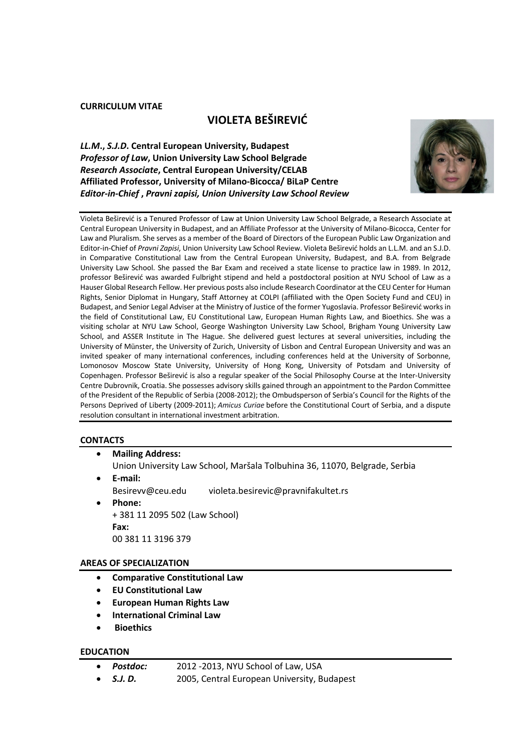**CURRICULUM VITAE**

# VIOLETA BEŠIREVIĆ

***LL.M.*, *S.J.D.* Central European University, Budapest**
***Professor of Law*, Union University Law School Belgrade**
***Research Associate*, Central European University/CELAB**
**Affiliated Professor, University of Milano-Bicocca/ BiLaP Centre**
***Editor-in-Chief , Pravni zapisi, Union University Law School Review***

Violeta Beširević is a Tenured Professor of Law at Union University Law School Belgrade, a Research Associate at Central European University in Budapest, and an Affiliate Professor at the University of Milano-Bicocca, Center for Law and Pluralism. She serves as a member of the Board of Directors of the European Public Law Organization and Editor-in-Chief of *Pravni Zapisi*, Union University Law School Review. Violeta Beširević holds an L.L.M. and an S.J.D. in Comparative Constitutional Law from the Central European University, Budapest, and B.A. from Belgrade University Law School. She passed the Bar Exam and received a state license to practice law in 1989. In 2012, professor Beširević was awarded Fulbright stipend and held a postdoctoral position at NYU School of Law as a Hauser Global Research Fellow. Her previous posts also include Research Coordinator at the CEU Center for Human Rights, Senior Diplomat in Hungary, Staff Attorney at COLPI (affiliated with the Open Society Fund and CEU) in Budapest, and Senior Legal Adviser at the Ministry of Justice of the former Yugoslavia. Professor Beširević works in the field of Constitutional Law, EU Constitutional Law, European Human Rights Law, and Bioethics. She was a visiting scholar at NYU Law School, George Washington University Law School, Brigham Young University Law School, and ASSER Institute in The Hague. She delivered guest lectures at several universities, including the University of Münster, the University of Zurich, University of Lisbon and Central European University and was an invited speaker of many international conferences, including conferences held at the University of Sorbonne, Lomonosov Moscow State University, University of Hong Kong, University of Potsdam and University of Copenhagen. Professor Beširević is also a regular speaker of the Social Philosophy Course at the Inter-University Centre Dubrovnik, Croatia. She possesses advisory skills gained through an appointment to the Pardon Committee of the President of the Republic of Serbia (2008-2012); the Ombudsperson of Serbia's Council for the Rights of the Persons Deprived of Liberty (2009-2011); *Amicus Curiae* before the Constitutional Court of Serbia, and a dispute resolution consultant in international investment arbitration.

## CONTACTS

- **Mailing Address:**
  Union University Law School, Maršala Tolbuhina 36, 11070, Belgrade, Serbia
- **E-mail:**
  Besirevv@ceu.edu  violeta.besirevic@pravnifakultet.rs
- **Phone:**
  + 381 11 2095 502 (Law School)
  **Fax:**
  00 381 11 3196 379

## AREAS OF SPECIALIZATION

- **Comparative Constitutional Law**
- **EU Constitutional Law**
- **European Human Rights Law**
- **International Criminal Law**
- **Bioethics**

## EDUCATION

- ***Postdoc:*** 2012 -2013, NYU School of Law, USA
- ***S.J. D.*** 2005, Central European University, Budapest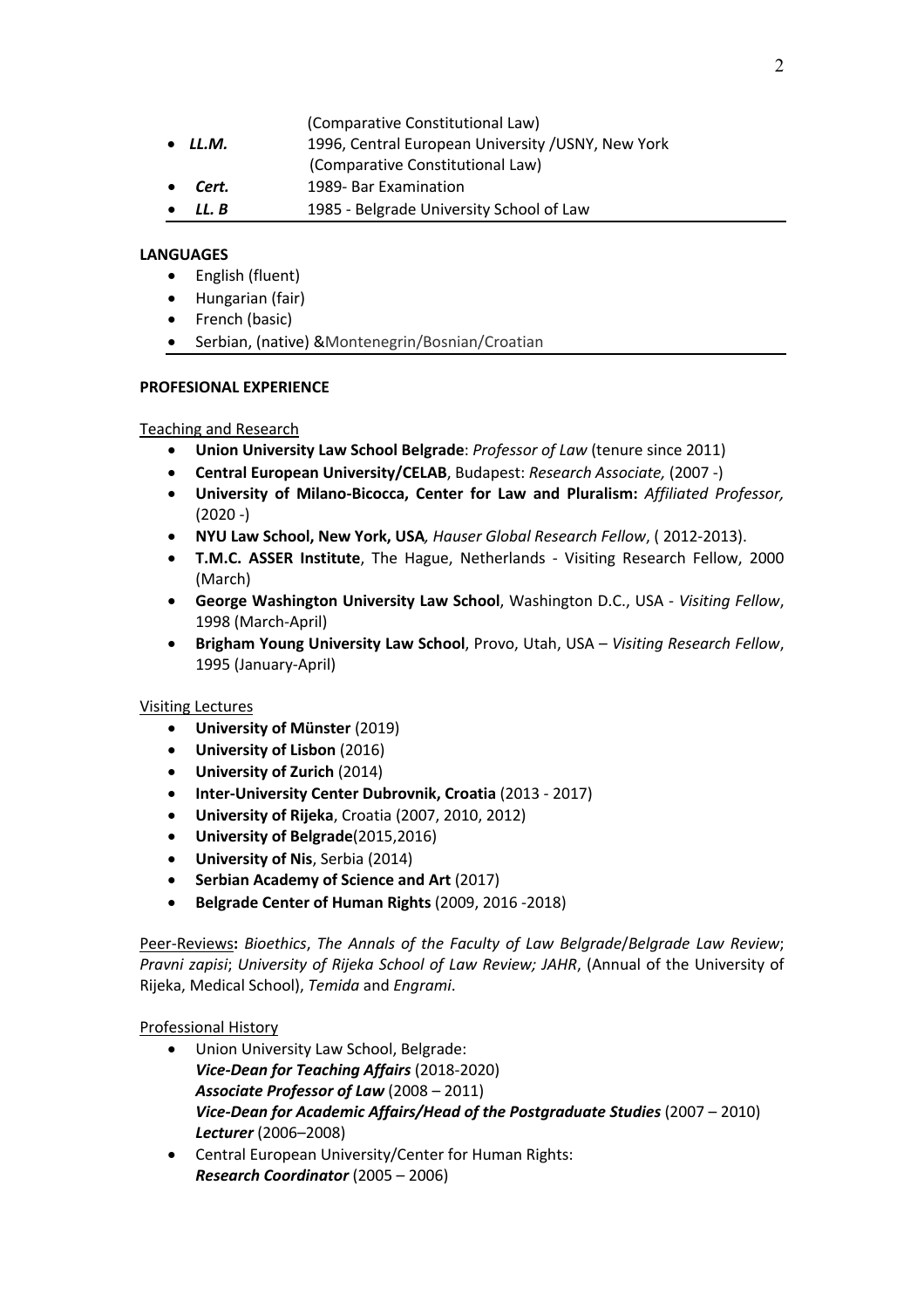(Comparative Constitutional Law)

- ***LL.M.*** 1996, Central European University /USNY, New York (Comparative Constitutional Law)
- ***Cert.*** 1989- Bar Examination
- ***LL. B*** 1985 - Belgrade University School of Law

**LANGUAGES**

- English (fluent)
- Hungarian (fair)
- French (basic)
- Serbian, (native) &Montenegrin/Bosnian/Croatian

**PROFESIONAL EXPERIENCE**

Teaching and Research

- **Union University Law School Belgrade**: *Professor of Law* (tenure since 2011)
- **Central European University/CELAB**, Budapest: *Research Associate,* (2007 -)
- **University of Milano-Bicocca, Center for Law and Pluralism:** *Affiliated Professor,* (2020 -)
- **NYU Law School, New York, USA***, Hauser Global Research Fellow*, ( 2012-2013).
- **T.M.C. ASSER Institute**, The Hague, Netherlands - Visiting Research Fellow, 2000 (March)
- **George Washington University Law School**, Washington D.C., USA - *Visiting Fellow*, 1998 (March-April)
- **Brigham Young University Law School**, Provo, Utah, USA – *Visiting Research Fellow*, 1995 (January-April)

Visiting Lectures

- **University of Münster** (2019)
- **University of Lisbon** (2016)
- **University of Zurich** (2014)
- **Inter-University Center Dubrovnik, Croatia** (2013 - 2017)
- **University of Rijeka**, Croatia (2007, 2010, 2012)
- **University of Belgrade**(2015,2016)
- **University of Nis**, Serbia (2014)
- **Serbian Academy of Science and Art** (2017)
- **Belgrade Center of Human Rights** (2009, 2016 -2018)

Peer-Reviews**:** *Bioethics*, *The Annals of the Faculty of Law Belgrade*/*Belgrade Law Review*; *Pravni zapisi*; *University of Rijeka School of Law Review; JAHR*, (Annual of the University of Rijeka, Medical School), *Temida* and *Engrami*.

Professional History

- Union University Law School, Belgrade:
  ***Vice-Dean for Teaching Affairs*** (2018-2020)
  ***Associate Professor of Law*** (2008 – 2011)
  ***Vice-Dean for Academic Affairs/Head of the Postgraduate Studies*** (2007 – 2010)
  ***Lecturer*** (2006–2008)
- Central European University/Center for Human Rights:
  ***Research Coordinator*** (2005 – 2006)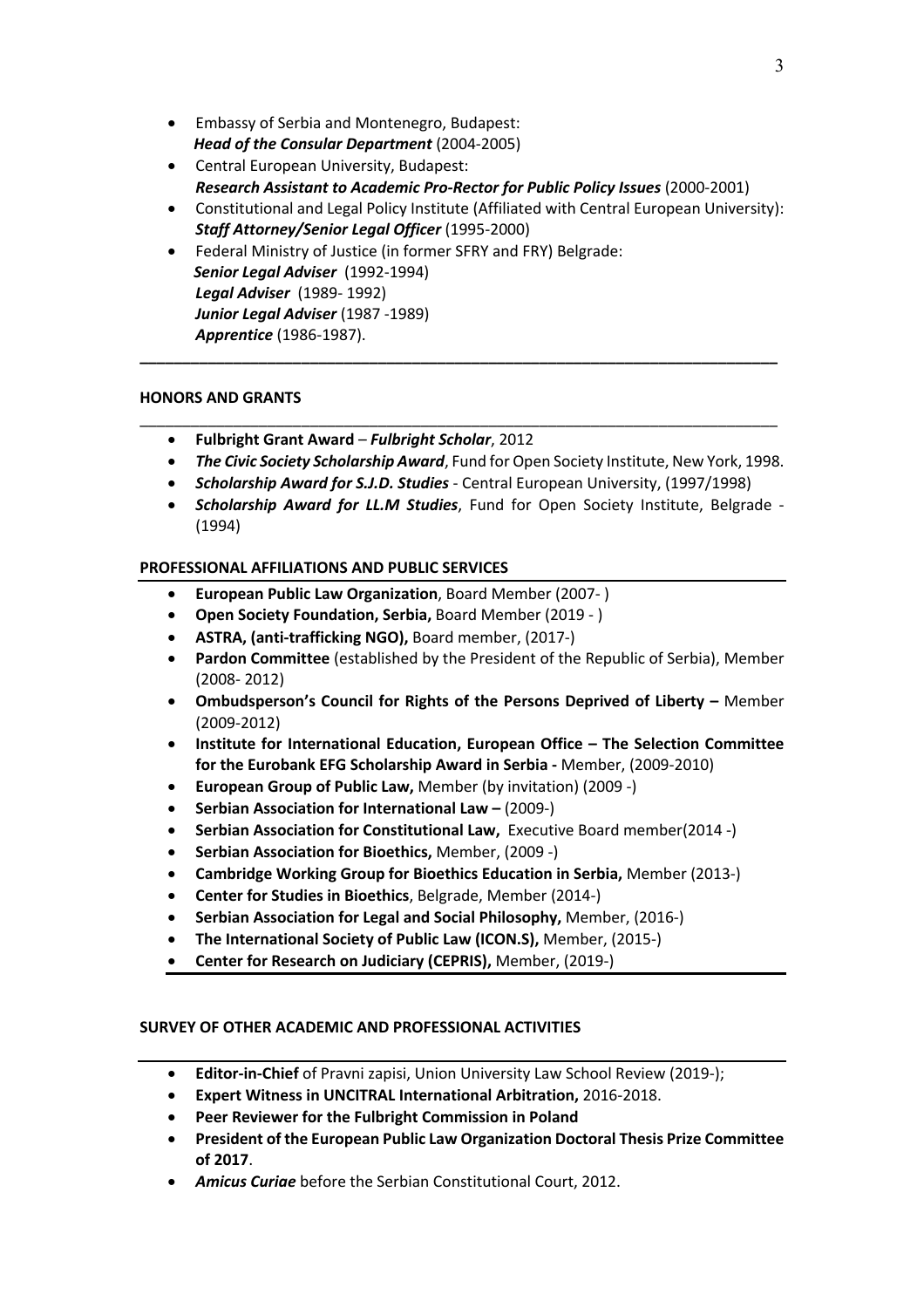- Embassy of Serbia and Montenegro, Budapest:
  ***Head of the Consular Department*** (2004-2005)
- Central European University, Budapest:
  ***Research Assistant to Academic Pro-Rector for Public Policy Issues*** (2000-2001)
- Constitutional and Legal Policy Institute (Affiliated with Central European University):
  ***Staff Attorney/Senior Legal Officer*** (1995-2000)
- Federal Ministry of Justice (in former SFRY and FRY) Belgrade:
  ***Senior Legal Adviser*** (1992-1994)
  ***Legal Adviser*** (1989- 1992)
  ***Junior Legal Adviser*** (1987 -1989)
  ***Apprentice*** (1986-1987).

---

**HONORS AND GRANTS**

---

- **Fulbright Grant Award** – ***Fulbright Scholar***, 2012
- ***The Civic Society Scholarship Award***, Fund for Open Society Institute, New York, 1998.
- ***Scholarship Award for S.J.D. Studies*** - Central European University, (1997/1998)
- ***Scholarship Award for LL.M Studies***, Fund for Open Society Institute, Belgrade - (1994)

**PROFESSIONAL AFFILIATIONS AND PUBLIC SERVICES**

---

- **European Public Law Organization**, Board Member (2007- )
- **Open Society Foundation, Serbia,** Board Member (2019 - )
- **ASTRA, (anti-trafficking NGO),** Board member, (2017-)
- **Pardon Committee** (established by the President of the Republic of Serbia), Member (2008- 2012)
- **Ombudsperson's Council for Rights of the Persons Deprived of Liberty –** Member (2009-2012)
- **Institute for International Education, European Office – The Selection Committee for the Eurobank EFG Scholarship Award in Serbia -** Member, (2009-2010)
- **European Group of Public Law,** Member (by invitation) (2009 -)
- **Serbian Association for International Law –** (2009-)
- **Serbian Association for Constitutional Law,** Executive Board member(2014 -)
- **Serbian Association for Bioethics,** Member, (2009 -)
- **Cambridge Working Group for Bioethics Education in Serbia,** Member (2013-)
- **Center for Studies in Bioethics**, Belgrade, Member (2014-)
- **Serbian Association for Legal and Social Philosophy,** Member, (2016-)
- **The International Society of Public Law (ICON.S),** Member, (2015-)
- **Center for Research on Judiciary (CEPRIS),** Member, (2019-)

---

**SURVEY OF OTHER ACADEMIC AND PROFESSIONAL ACTIVITIES**

---

- **Editor-in-Chief** of Pravni zapisi, Union University Law School Review (2019-);
- **Expert Witness in UNCITRAL International Arbitration,** 2016-2018.
- **Peer Reviewer for the Fulbright Commission in Poland**
- **President of the European Public Law Organization Doctoral Thesis Prize Committee of 2017**.
- ***Amicus Curiae*** before the Serbian Constitutional Court, 2012.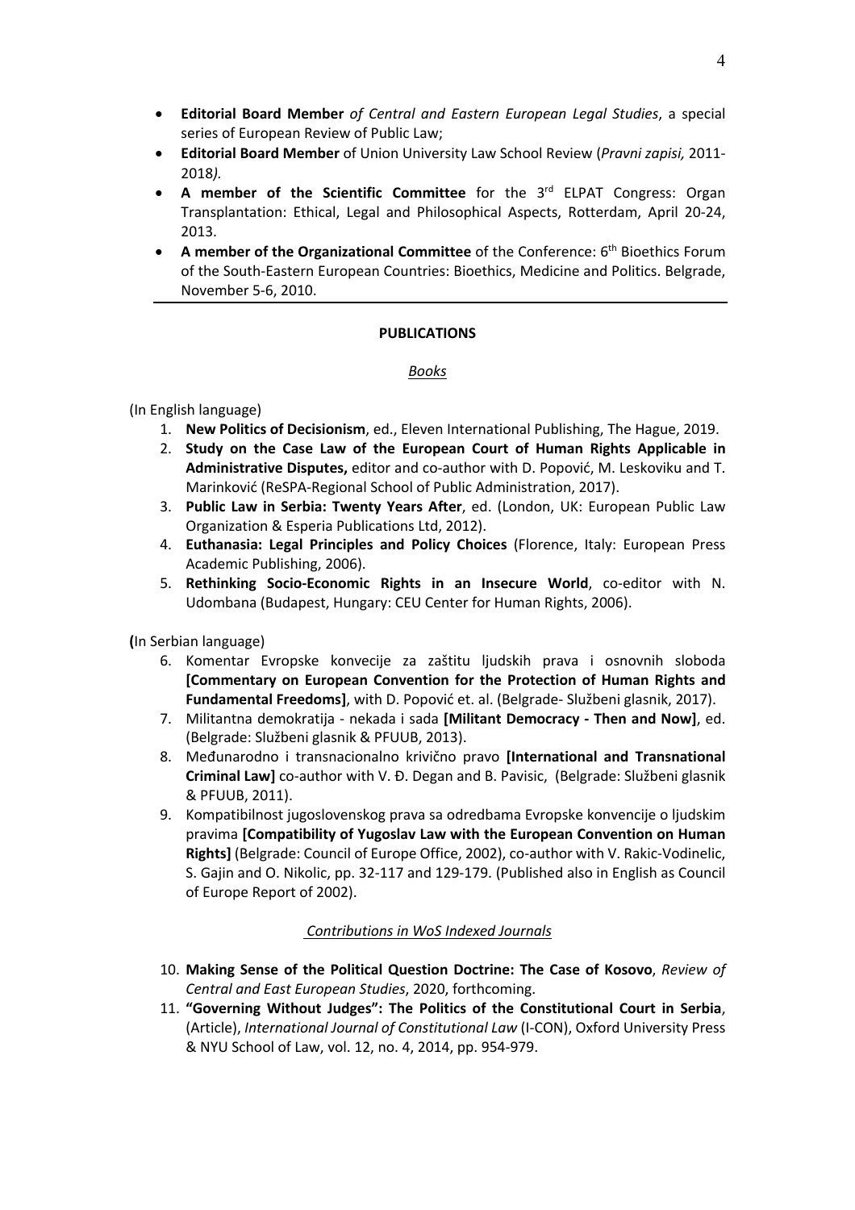- **Editorial Board Member** *of Central and Eastern European Legal Studies*, a special series of European Review of Public Law;
- **Editorial Board Member** of Union University Law School Review (*Pravni zapisi,* 2011-2018*).*
- **A member of the Scientific Committee** for the 3rd ELPAT Congress: Organ Transplantation: Ethical, Legal and Philosophical Aspects, Rotterdam, April 20-24, 2013.
- **A member of the Organizational Committee** of the Conference: 6th Bioethics Forum of the South-Eastern European Countries: Bioethics, Medicine and Politics. Belgrade, November 5-6, 2010.

---

## PUBLICATIONS

### *Books*

(In English language)

1. **New Politics of Decisionism**, ed., Eleven International Publishing, The Hague, 2019.
2. **Study on the Case Law of the European Court of Human Rights Applicable in Administrative Disputes,** editor and co-author with D. Popović, M. Leskoviku and T. Marinković (ReSPA-Regional School of Public Administration, 2017).
3. **Public Law in Serbia: Twenty Years After**, ed. (London, UK: European Public Law Organization & Esperia Publications Ltd, 2012).
4. **Euthanasia: Legal Principles and Policy Choices** (Florence, Italy: European Press Academic Publishing, 2006).
5. **Rethinking Socio-Economic Rights in an Insecure World**, co-editor with N. Udombana (Budapest, Hungary: CEU Center for Human Rights, 2006).

**(**In Serbian language)

6. Komentar Evropske konvecije za zaštitu ljudskih prava i osnovnih sloboda **[Commentary on European Convention for the Protection of Human Rights and Fundamental Freedoms]**, with D. Popović et. al. (Belgrade- Službeni glasnik, 2017).
7. Militantna demokratija - nekada i sada **[Militant Democracy - Then and Now]**, ed. (Belgrade: Službeni glasnik & PFUUB, 2013).
8. Međunarodno i transnacionalno krivično pravo **[International and Transnational Criminal Law]** co-author with V. Đ. Degan and B. Pavisic, (Belgrade: Službeni glasnik & PFUUB, 2011).
9. Kompatibilnost jugoslovenskog prava sa odredbama Evropske konvencije o ljudskim pravima **[Compatibility of Yugoslav Law with the European Convention on Human Rights]** (Belgrade: Council of Europe Office, 2002), co-author with V. Rakic-Vodinelic, S. Gajin and O. Nikolic, pp. 32-117 and 129-179. (Published also in English as Council of Europe Report of 2002).

### *Contributions in WoS Indexed Journals*

10. **Making Sense of the Political Question Doctrine: The Case of Kosovo**, *Review of Central and East European Studies*, 2020, forthcoming.
11. **"Governing Without Judges": The Politics of the Constitutional Court in Serbia**, (Article), *International Journal of Constitutional Law* (I-CON), Oxford University Press & NYU School of Law, vol. 12, no. 4, 2014, pp. 954-979.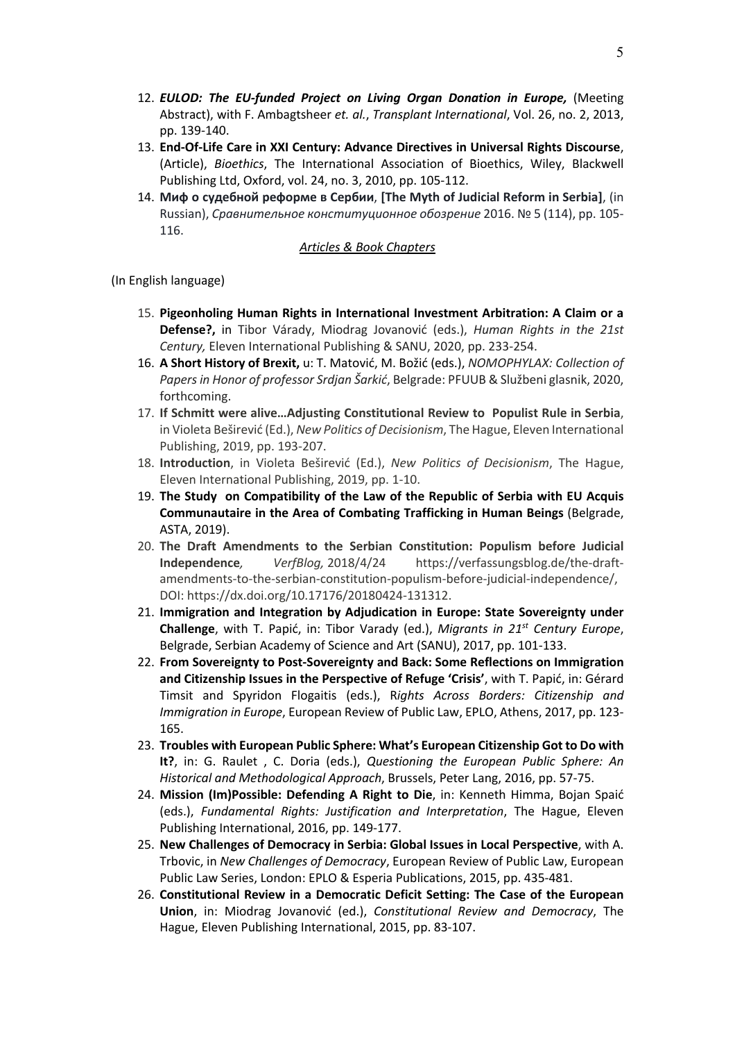12. ***EULOD: The EU-funded Project on Living Organ Donation in Europe,*** (Meeting Abstract), with F. Ambagtsheer *et. al.*, *Transplant International*, Vol. 26, no. 2, 2013, pp. 139-140.
13. **End-Of-Life Care in XXI Century: Advance Directives in Universal Rights Discourse**, (Article), *Bioethics*, The International Association of Bioethics, Wiley, Blackwell Publishing Ltd, Oxford, vol. 24, no. 3, 2010, pp. 105-112.
14. **Миф о судебной реформе в Сербии**, **[The Myth of Judicial Reform in Serbia]**, (in Russian), *Сравнительное конституционное обозрение* 2016. № 5 (114), pp. 105-116.

<u>*Articles & Book Chapters*</u>

(In English language)

15. **Pigeonholing Human Rights in International Investment Arbitration: A Claim or a Defense?,** in Tibor Várady, Miodrag Jovanović (eds.), *Human Rights in the 21st Century,* Eleven International Publishing & SANU, 2020, pp. 233-254.
16. **A Short History of Brexit,** u: T. Matović, M. Božić (eds.), *NOMOPHYLAX: Collection of Papers in Honor of professor Srdjan Šarkić*, Belgrade: PFUUB & Službeni glasnik, 2020, forthcoming.
17. **If Schmitt were alive…Adjusting Constitutional Review to Populist Rule in Serbia**, in Violeta Beširević (Ed.), *New Politics of Decisionism*, The Hague, Eleven International Publishing, 2019, pp. 193-207.
18. **Introduction**, in Violeta Beširević (Ed.), *New Politics of Decisionism*, The Hague, Eleven International Publishing, 2019, pp. 1-10.
19. **The Study on Compatibility of the Law of the Republic of Serbia with EU Acquis Communautaire in the Area of Combating Trafficking in Human Beings** (Belgrade, ASTA, 2019).
20. **The Draft Amendments to the Serbian Constitution: Populism before Judicial Independence***, VerfBlog,* 2018/4/24 https://verfassungsblog.de/the-draft-amendments-to-the-serbian-constitution-populism-before-judicial-independence/, DOI: https://dx.doi.org/10.17176/20180424-131312.
21. **Immigration and Integration by Adjudication in Europe: State Sovereignty under Challenge**, with T. Papić, in: Tibor Varady (ed.), *Migrants in 21st Century Europe*, Belgrade, Serbian Academy of Science and Art (SANU), 2017, pp. 101-133.
22. **From Sovereignty to Post-Sovereignty and Back: Some Reflections on Immigration and Citizenship Issues in the Perspective of Refuge 'Crisis'**, with T. Papić, in: Gérard Timsit and Spyridon Flogaitis (eds.), R*ights Across Borders: Citizenship and Immigration in Europe*, European Review of Public Law, EPLO, Athens, 2017, pp. 123-165.
23. **Troubles with European Public Sphere: What's European Citizenship Got to Do with It?**, in: G. Raulet , C. Doria (eds.), *Questioning the European Public Sphere: An Historical and Methodological Approach*, Brussels, Peter Lang, 2016, pp. 57-75.
24. **Mission (Im)Possible: Defending A Right to Die**, in: Kenneth Himma, Bojan Spaić (eds.), *Fundamental Rights: Justification and Interpretation*, The Hague, Eleven Publishing International, 2016, pp. 149-177.
25. **New Challenges of Democracy in Serbia: Global Issues in Local Perspective**, with A. Trbovic, in *New Challenges of Democracy*, European Review of Public Law, European Public Law Series, London: EPLO & Esperia Publications, 2015, pp. 435-481.
26. **Constitutional Review in a Democratic Deficit Setting: The Case of the European Union**, in: Miodrag Jovanović (ed.), *Constitutional Review and Democracy*, The Hague, Eleven Publishing International, 2015, pp. 83-107.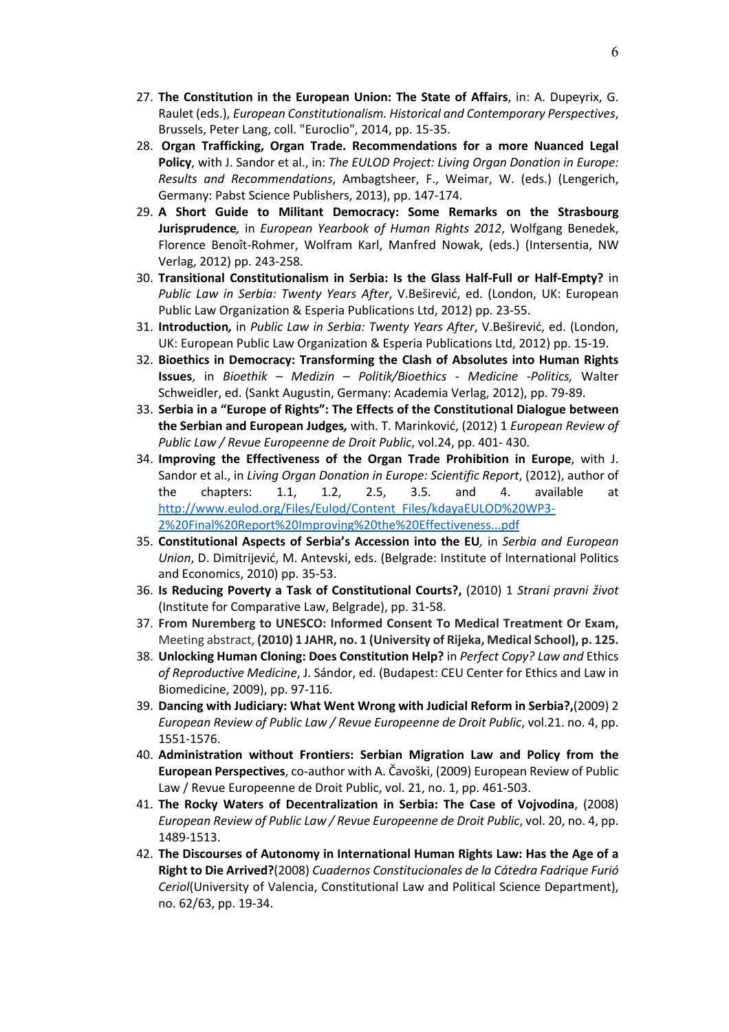27. **The Constitution in the European Union: The State of Affairs**, in: A. Dupeyrix, G. Raulet (eds.), *European Constitutionalism. Historical and Contemporary Perspectives*, Brussels, Peter Lang, coll. "Euroclio", 2014, pp. 15-35.
28. **Organ Trafficking, Organ Trade. Recommendations for a more Nuanced Legal Policy**, with J. Sandor et al., in: *The EULOD Project: Living Organ Donation in Europe: Results and Recommendations*, Ambagtsheer, F., Weimar, W. (eds.) (Lengerich, Germany: Pabst Science Publishers, 2013), pp. 147-174.
29. **A Short Guide to Militant Democracy: Some Remarks on the Strasbourg Jurisprudence***,* in *European Yearbook of Human Rights 2012*, Wolfgang Benedek, Florence Benoît-Rohmer, Wolfram Karl, Manfred Nowak, (eds.) (Intersentia, NW Verlag, 2012) pp. 243-258.
30. **Transitional Constitutionalism in Serbia: Is the Glass Half-Full or Half-Empty?** in *Public Law in Serbia: Twenty Years After*, V.Beširević, ed. (London, UK: European Public Law Organization & Esperia Publications Ltd, 2012) pp. 23-55.
31. **Introduction***,* in *Public Law in Serbia: Twenty Years After*, V.Beširević, ed. (London, UK: European Public Law Organization & Esperia Publications Ltd, 2012) pp. 15-19.
32. **Bioethics in Democracy: Transforming the Clash of Absolutes into Human Rights Issues**, in *Bioethik – Medizin – Politik/Bioethics - Medicine -Politics,* Walter Schweidler, ed. (Sankt Augustin, Germany: Academia Verlag, 2012), pp. 79-89.
33. **Serbia in a "Europe of Rights": The Effects of the Constitutional Dialogue between the Serbian and European Judges***,* with. T. Marinković, (2012) 1 *European Review of Public Law / Revue Europeenne de Droit Public*, vol.24, pp. 401- 430.
34. **Improving the Effectiveness of the Organ Trade Prohibition in Europe**, with J. Sandor et al., in *Living Organ Donation in Europe: Scientific Report*, (2012), author of the chapters: 1.1, 1.2, 2.5, 3.5. and 4. available at [http://www.eulod.org/Files/Eulod/Content_Files/kdayaEULOD%20WP3-2%20Final%20Report%20Improving%20the%20Effectiveness...pdf](http://www.eulod.org/Files/Eulod/Content_Files/kdayaEULOD%20WP3-2%20Final%20Report%20Improving%20the%20Effectiveness...pdf)
35. **Constitutional Aspects of Serbia's Accession into the EU***,* in *Serbia and European Union*, D. Dimitrijević, M. Antevski, eds. (Belgrade: Institute of International Politics and Economics, 2010) pp. 35-53.
36. **Is Reducing Poverty a Task of Constitutional Courts?,** (2010) 1 *Strani pravni život* (Institute for Comparative Law, Belgrade), pp. 31-58.
37. **From Nuremberg to UNESCO: Informed Consent To Medical Treatment Or Exam,** Meeting abstract, **(2010) 1 JAHR, no. 1 (University of Rijeka, Medical School), p. 125.**
38. **Unlocking Human Cloning: Does Constitution Help?** in *Perfect Copy? Law and* Ethics *of Reproductive Medicine*, J. Sándor, ed. (Budapest: CEU Center for Ethics and Law in Biomedicine, 2009), pp. 97-116.
39. **Dancing with Judiciary: What Went Wrong with Judicial Reform in Serbia?,**(2009) 2 *European Review of Public Law / Revue Europeenne de Droit Public*, vol.21. no. 4, pp. 1551-1576.
40. **Administration without Frontiers: Serbian Migration Law and Policy from the European Perspectives**, co-author with A. Čavoški, (2009) European Review of Public Law / Revue Europeenne de Droit Public, vol. 21, no. 1, pp. 461-503.
41. **The Rocky Waters of Decentralization in Serbia: The Case of Vojvodina**, (2008) *European Review of Public Law / Revue Europeenne de Droit Public*, vol. 20, no. 4, pp. 1489-1513.
42. **The Discourses of Autonomy in International Human Rights Law: Has the Age of a Right to Die Arrived?**(2008) *Cuadernos Constitucionales de la Cátedra Fadrique Furió Ceriol*(University of Valencia, Constitutional Law and Political Science Department), no. 62/63, pp. 19-34.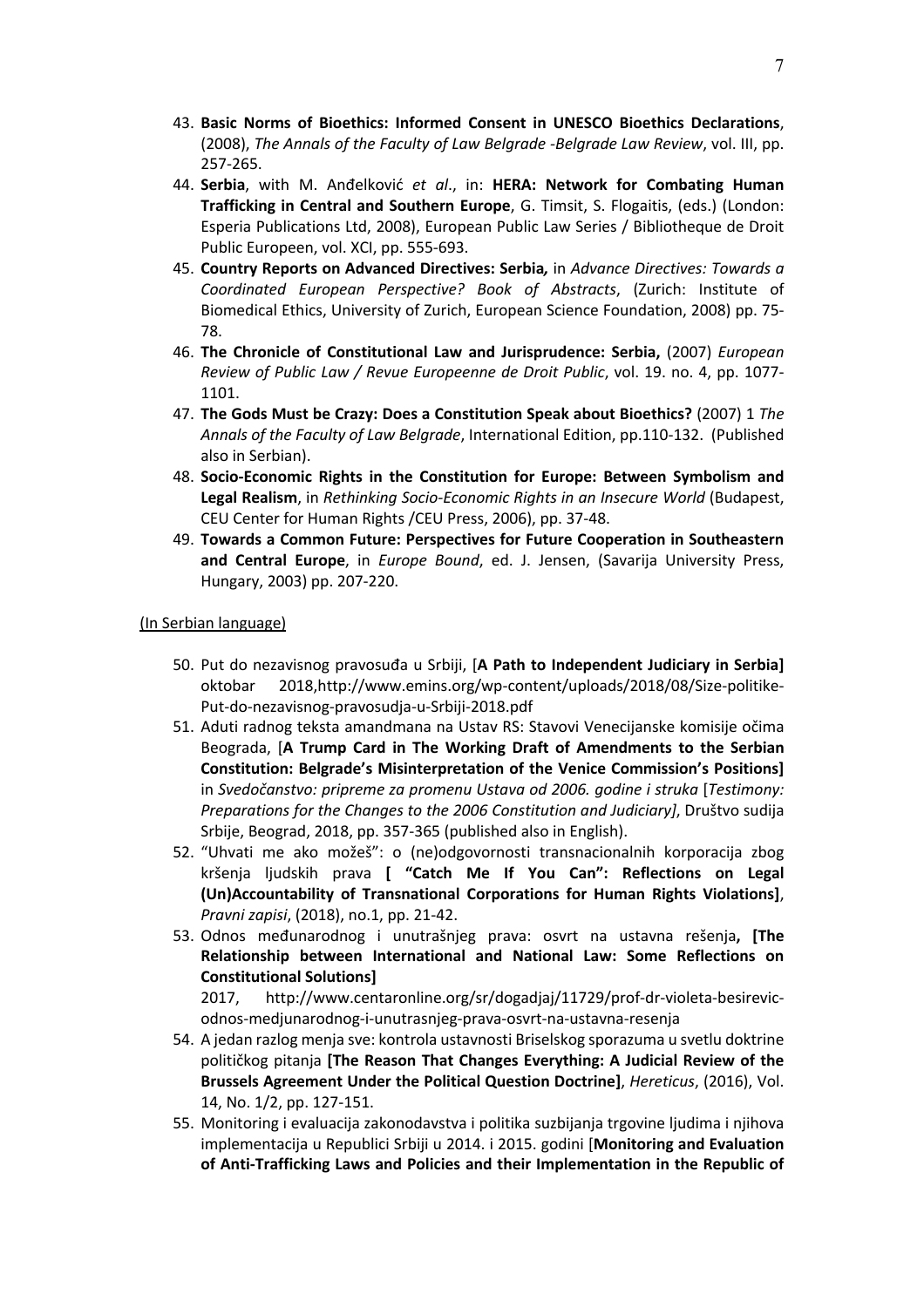43. **Basic Norms of Bioethics: Informed Consent in UNESCO Bioethics Declarations**, (2008), *The Annals of the Faculty of Law Belgrade -Belgrade Law Review*, vol. III, pp. 257-265.
44. **Serbia**, with M. Anđelković *et al*., in: **HERA: Network for Combating Human Trafficking in Central and Southern Europe**, G. Timsit, S. Flogaitis, (eds.) (London: Esperia Publications Ltd, 2008), European Public Law Series / Bibliotheque de Droit Public Europeen, vol. XCI, pp. 555-693.
45. **Country Reports on Advanced Directives: Serbia***,* in *Advance Directives: Towards a Coordinated European Perspective? Book of Abstracts*, (Zurich: Institute of Biomedical Ethics, University of Zurich, European Science Foundation, 2008) pp. 75-78.
46. **The Chronicle of Constitutional Law and Jurisprudence: Serbia,** (2007) *European Review of Public Law / Revue Europeenne de Droit Public*, vol. 19. no. 4, pp. 1077-1101.
47. **The Gods Must be Crazy: Does a Constitution Speak about Bioethics?** (2007) 1 *The Annals of the Faculty of Law Belgrade*, International Edition, pp.110-132. (Published also in Serbian).
48. **Socio-Economic Rights in the Constitution for Europe: Between Symbolism and Legal Realism**, in *Rethinking Socio-Economic Rights in an Insecure World* (Budapest, CEU Center for Human Rights /CEU Press, 2006), pp. 37-48.
49. **Towards a Common Future: Perspectives for Future Cooperation in Southeastern and Central Europe**, in *Europe Bound*, ed. J. Jensen, (Savarija University Press, Hungary, 2003) pp. 207-220.

(In Serbian language)

50. Put do nezavisnog pravosuđa u Srbiji, [**A Path to Independent Judiciary in Serbia]** oktobar 2018,http://www.emins.org/wp-content/uploads/2018/08/Size-politike-Put-do-nezavisnog-pravosudja-u-Srbiji-2018.pdf
51. Aduti radnog teksta amandmana na Ustav RS: Stavovi Venecijanske komisije očima Beograda, [**A Trump Card in The Working Draft of Amendments to the Serbian Constitution: Belgrade's Misinterpretation of the Venice Commission's Positions]** in *Svedočanstvo: pripreme za promenu Ustava od 2006. godine i struka* [*Testimony: Preparations for the Changes to the 2006 Constitution and Judiciary]*, Društvo sudija Srbije, Beograd, 2018, pp. 357-365 (published also in English).
52. "Uhvati me ako možeš": o (ne)odgovornosti transnacionalnih korporacija zbog kršenja ljudskih prava **[ "Catch Me If You Can": Reflections on Legal (Un)Accountability of Transnational Corporations for Human Rights Violations]**, *Pravni zapisi*, (2018), no.1, pp. 21-42.
53. Odnos međunarodnog i unutrašnjeg prava: osvrt na ustavna rešenja**, [The Relationship between International and National Law: Some Reflections on Constitutional Solutions]**
2017, http://www.centaronline.org/sr/dogadjaj/11729/prof-dr-violeta-besirevic-odnos-medjunarodnog-i-unutrasnjeg-prava-osvrt-na-ustavna-resenja
54. A jedan razlog menja sve: kontrola ustavnosti Briselskog sporazuma u svetlu doktrine političkog pitanja **[The Reason That Changes Everything: A Judicial Review of the Brussels Agreement Under the Political Question Doctrine]**, *Hereticus*, (2016), Vol. 14, No. 1/2, pp. 127-151.
55. Monitoring i evaluacija zakonodavstva i politika suzbijanja trgovine ljudima i njihova implementacija u Republici Srbiji u 2014. i 2015. godini [**Monitoring and Evaluation of Anti-Trafficking Laws and Policies and their Implementation in the Republic of**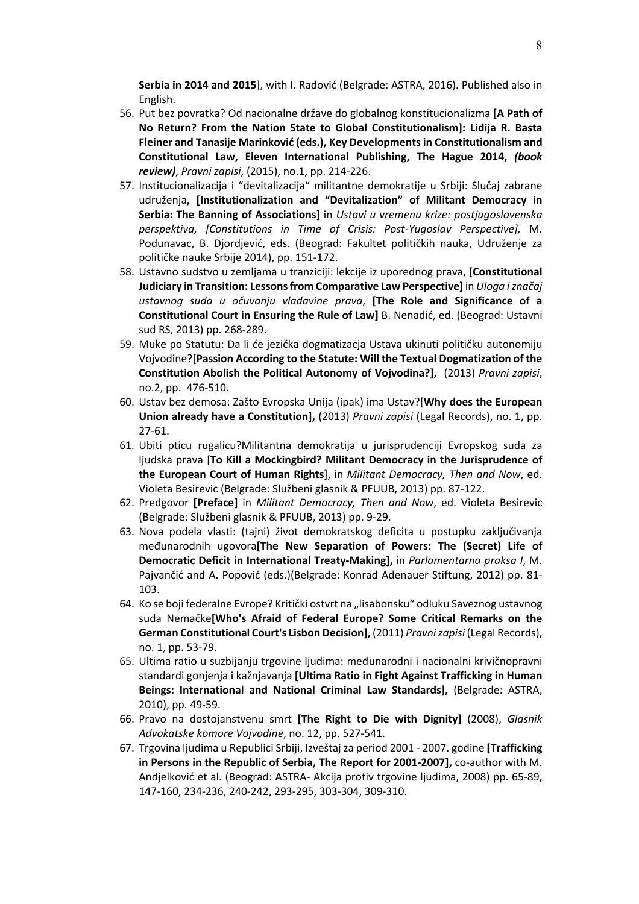**Serbia in 2014 and 2015**], with I. Radović (Belgrade: ASTRA, 2016). Published also in English.

56. Put bez povratka? Od nacionalne države do globalnog konstitucionalizma **[A Path of No Return? From the Nation State to Global Constitutionalism]: Lidija R. Basta Fleiner and Tanasije Marinković (eds.), Key Developments in Constitutionalism and Constitutional Law, Eleven International Publishing, The Hague 2014,** ***(book review)***, *Pravni zapisi*, (2015), no.1, pp. 214-226.
57. Institucionalizacija i "devitalizacija" militantne demokratije u Srbiji: Slučaj zabrane udruženja**, [Institutionalization and "Devitalization" of Militant Democracy in Serbia: The Banning of Associations]** in *Ustavi u vremenu krize: postjugoslovenska perspektiva, [Constitutions in Time of Crisis: Post-Yugoslav Perspective],* M. Podunavac, B. Djordjević, eds. (Beograd: Fakultet političkih nauka, Udruženje za političke nauke Srbije 2014), pp. 151-172.
58. Ustavno sudstvo u zemljama u tranziciji: lekcije iz uporednog prava, **[Constitutional Judiciary in Transition: Lessons from Comparative Law Perspective]** in *Uloga i značaj ustavnog suda u očuvanju vladavine prava*, **[The Role and Significance of a Constitutional Court in Ensuring the Rule of Law]** B. Nenadić, ed. (Beograd: Ustavni sud RS, 2013) pp. 268-289.
59. Muke po Statutu: Da li će jezička dogmatizacja Ustava ukinuti političku autonomiju Vojvodine?[**Passion According to the Statute: Will the Textual Dogmatization of the Constitution Abolish the Political Autonomy of Vojvodina?],** (2013) *Pravni zapisi*, no.2, pp. 476-510.
60. Ustav bez demosa: Zašto Evropska Unija (ipak) ima Ustav?**[Why does the European Union already have a Constitution],** (2013) *Pravni zapisi* (Legal Records), no. 1, pp. 27-61.
61. Ubiti pticu rugalicu?Militantna demokratija u jurisprudenciji Evropskog suda za ljudska prava [**To Kill a Mockingbird? Militant Democracy in the Jurisprudence of the European Court of Human Rights**], in *Militant Democracy, Then and Now*, ed. Violeta Besirevic (Belgrade: Službeni glasnik & PFUUB, 2013) pp. 87-122.
62. Predgovor **[Preface]** in *Militant Democracy, Then and Now*, ed. Violeta Besirevic (Belgrade: Službeni glasnik & PFUUB, 2013) pp. 9-29.
63. Nova podela vlasti: (tajni) život demokratskog deficita u postupku zaključivanja međunarodnih ugovora**[The New Separation of Powers: The (Secret) Life of Democratic Deficit in International Treaty-Making],** in *Parlamentarna praksa I*, M. Pajvančić and A. Popović (eds.)(Belgrade: Konrad Adenauer Stiftung, 2012) pp. 81-103.
64. Ko se boji federalne Evrope? Kritički ostvrt na „lisabonsku" odluku Saveznog ustavnog suda Nemačke**[Who's Afraid of Federal Europe? Some Critical Remarks on the German Constitutional Court's Lisbon Decision],** (2011) *Pravni zapisi* (Legal Records), no. 1, pp. 53-79.
65. Ultima ratio u suzbijanju trgovine ljudima: međunarodni i nacionalni krivičnopravni standardi gonjenja i kažnjavanja **[Ultima Ratio in Fight Against Trafficking in Human Beings: International and National Criminal Law Standards],** (Belgrade: ASTRA, 2010), pp. 49-59.
66. Pravo na dostojanstvenu smrt **[The Right to Die with Dignity]** (2008), *Glasnik Advokatske komore Vojvodine*, no. 12, pp. 527-541.
67. Trgovina ljudima u Republici Srbiji, Izveštaj za period 2001 - 2007. godine **[Trafficking in Persons in the Republic of Serbia, The Report for 2001-2007],** co-author with M. Andjelković et al. (Beograd: ASTRA- Akcija protiv trgovine ljudima, 2008) pp. 65-89, 147-160, 234-236, 240-242, 293-295, 303-304, 309-310.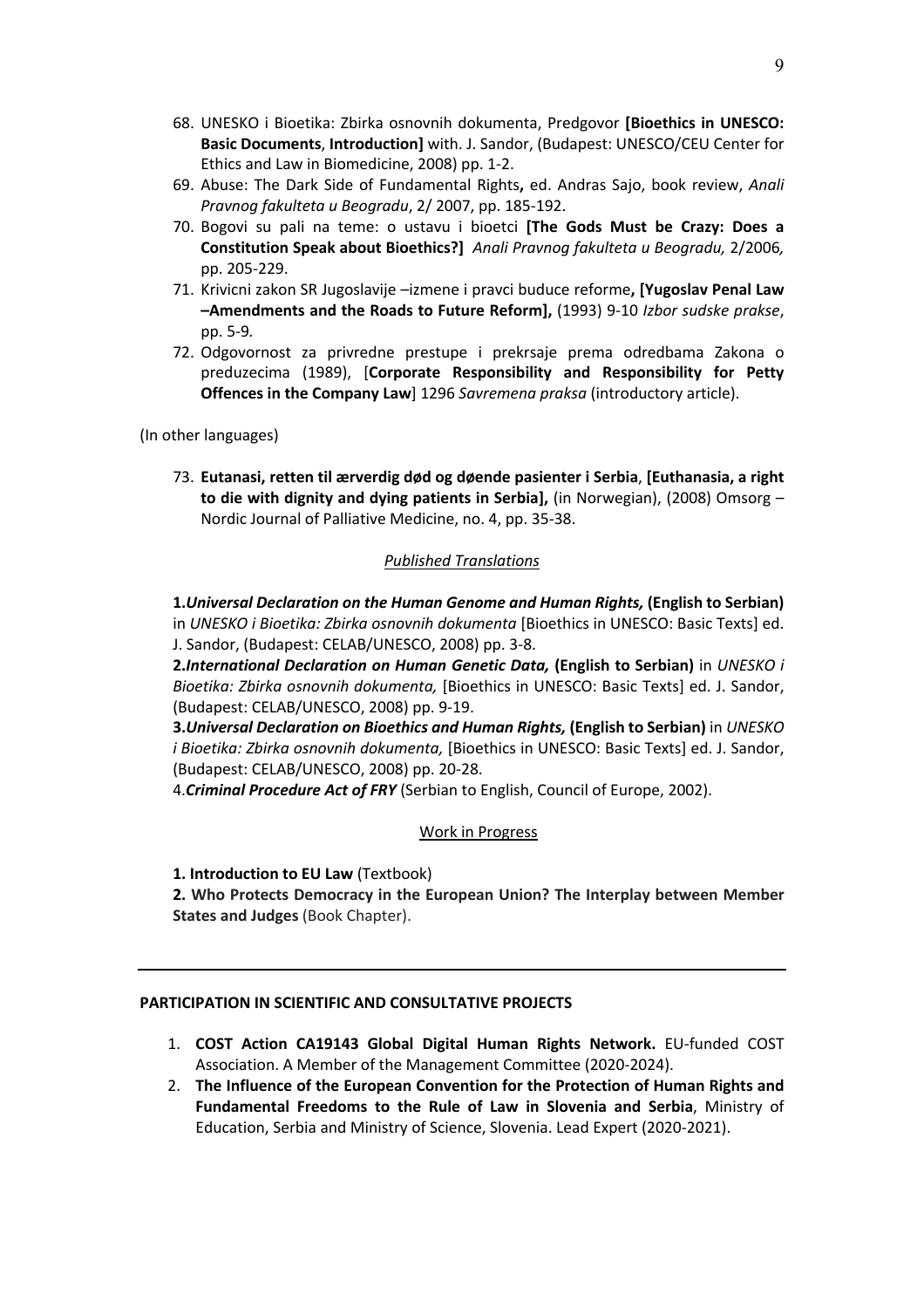68. UNESKO i Bioetika: Zbirka osnovnih dokumenta, Predgovor **[Bioethics in UNESCO: Basic Documents**, **Introduction]** with. J. Sandor, (Budapest: UNESCO/CEU Center for Ethics and Law in Biomedicine, 2008) pp. 1-2.
69. Abuse: The Dark Side of Fundamental Rights**,** ed. Andras Sajo, book review, *Anali Pravnog fakulteta u Beogradu*, 2/ 2007, pp. 185-192.
70. Bogovi su pali na teme: o ustavu i bioetci **[The Gods Must be Crazy: Does a Constitution Speak about Bioethics?]** *Anali Pravnog fakulteta u Beogradu,* 2/2006*,* pp. 205-229.
71. Krivicni zakon SR Jugoslavije –izmene i pravci buduce reforme**, [Yugoslav Penal Law –Amendments and the Roads to Future Reform],** (1993) 9-10 *Izbor sudske prakse*, pp. 5-9*.*
72. Odgovornost za privredne prestupe i prekrsaje prema odredbama Zakona o preduzecima (1989), [**Corporate Responsibility and Responsibility for Petty Offences in the Company Law**] 1296 *Savremena praksa* (introductory article).

(In other languages)

73. **Eutanasi, retten til ærverdig død og døende pasienter i Serbia**, **[Euthanasia, a right to die with dignity and dying patients in Serbia],** (in Norwegian), (2008) Omsorg – Nordic Journal of Palliative Medicine, no. 4, pp. 35-38.

<u>*Published Translations*</u>

**1.*Universal Declaration on the Human Genome and Human Rights,* (English to Serbian)** in *UNESKO i Bioetika: Zbirka osnovnih dokumenta* [Bioethics in UNESCO: Basic Texts] ed. J. Sandor, (Budapest: CELAB/UNESCO, 2008) pp. 3-8.
**2.*International Declaration on Human Genetic Data,* (English to Serbian)** in *UNESKO i Bioetika: Zbirka osnovnih dokumenta,* [Bioethics in UNESCO: Basic Texts] ed. J. Sandor, (Budapest: CELAB/UNESCO, 2008) pp. 9-19.
**3.*Universal Declaration on Bioethics and Human Rights,* (English to Serbian)** in *UNESKO i Bioetika: Zbirka osnovnih dokumenta,* [Bioethics in UNESCO: Basic Texts] ed. J. Sandor, (Budapest: CELAB/UNESCO, 2008) pp. 20-28.
4.***Criminal Procedure Act of FRY*** (Serbian to English, Council of Europe, 2002).

<u>Work in Progress</u>

**1. Introduction to EU Law** (Textbook)
**2. Who Protects Democracy in the European Union? The Interplay between Member States and Judges** (Book Chapter).

---

**PARTICIPATION IN SCIENTIFIC AND CONSULTATIVE PROJECTS**

1. **COST Action CA19143 Global Digital Human Rights Network.** EU-funded COST Association. A Member of the Management Committee (2020-2024).
2. **The Influence of the European Convention for the Protection of Human Rights and Fundamental Freedoms to the Rule of Law in Slovenia and Serbia**, Ministry of Education, Serbia and Ministry of Science, Slovenia. Lead Expert (2020-2021).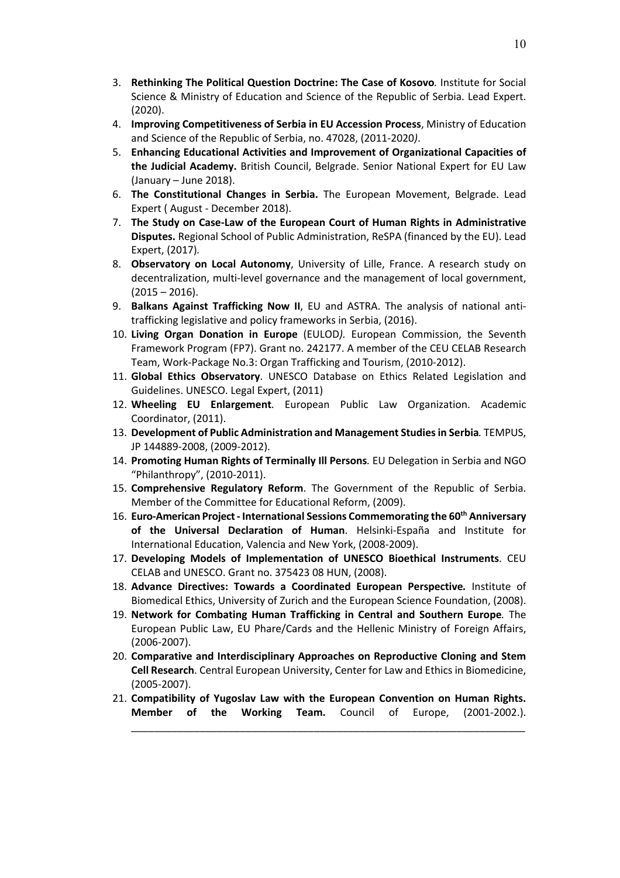3. **Rethinking The Political Question Doctrine: The Case of Kosovo***.* Institute for Social Science & Ministry of Education and Science of the Republic of Serbia. Lead Expert. (2020).
4. **Improving Competitiveness of Serbia in EU Accession Process**, Ministry of Education and Science of the Republic of Serbia, no. 47028, (2011-2020*)*.
5. **Enhancing Educational Activities and Improvement of Organizational Capacities of the Judicial Academy.** British Council, Belgrade. Senior National Expert for EU Law (January – June 2018).
6. **The Constitutional Changes in Serbia.** The European Movement, Belgrade. Lead Expert ( August - December 2018).
7. **The Study on Case-Law of the European Court of Human Rights in Administrative Disputes.** Regional School of Public Administration, ReSPA (financed by the EU). Lead Expert, (2017*).*
8. **Observatory on Local Autonomy**, University of Lille, France. A research study on decentralization, multi-level governance and the management of local government, (2015 – 2016).
9. **Balkans Against Trafficking Now II**, EU and ASTRA. The analysis of national anti-trafficking legislative and policy frameworks in Serbia, (2016).
10. **Living Organ Donation in Europe** (EULOD*).* European Commission, the Seventh Framework Program (FP7). Grant no. 242177. A member of the CEU CELAB Research Team, Work-Package No.3: Organ Trafficking and Tourism, (2010-2012).
11. **Global Ethics Observatory**. UNESCO Database on Ethics Related Legislation and Guidelines. UNESCO. Legal Expert, (2011)
12. **Wheeling EU Enlargement**. European Public Law Organization. Academic Coordinator, (2011).
13. **Development of Public Administration and Management Studies in Serbia***.* TEMPUS, JP 144889-2008, (2009-2012).
14. **Promoting Human Rights of Terminally Ill Persons***.* EU Delegation in Serbia and NGO "Philanthropy", (2010-2011).
15. **Comprehensive Regulatory Reform**. The Government of the Republic of Serbia. Member of the Committee for Educational Reform, (2009).
16. **Euro-American Project - International Sessions Commemorating the 60th Anniversary of the Universal Declaration of Human**. Helsinki-España and Institute for International Education, Valencia and New York, (2008-2009).
17. **Developing Models of Implementation of UNESCO Bioethical Instruments**. CEU CELAB and UNESCO. Grant no. 375423 08 HUN, (2008).
18. **Advance Directives: Towards a Coordinated European Perspective***.* Institute of Biomedical Ethics, University of Zurich and the European Science Foundation, (2008).
19. **Network for Combating Human Trafficking in Central and Southern Europe***.* The European Public Law, EU Phare/Cards and the Hellenic Ministry of Foreign Affairs, (2006-2007).
20. **Comparative and Interdisciplinary Approaches on Reproductive Cloning and Stem Cell Research**. Central European University, Center for Law and Ethics in Biomedicine, (2005-2007).
21. **Compatibility of Yugoslav Law with the European Convention on Human Rights. Member of the Working Team.** Council of Europe, (2001-2002.).

---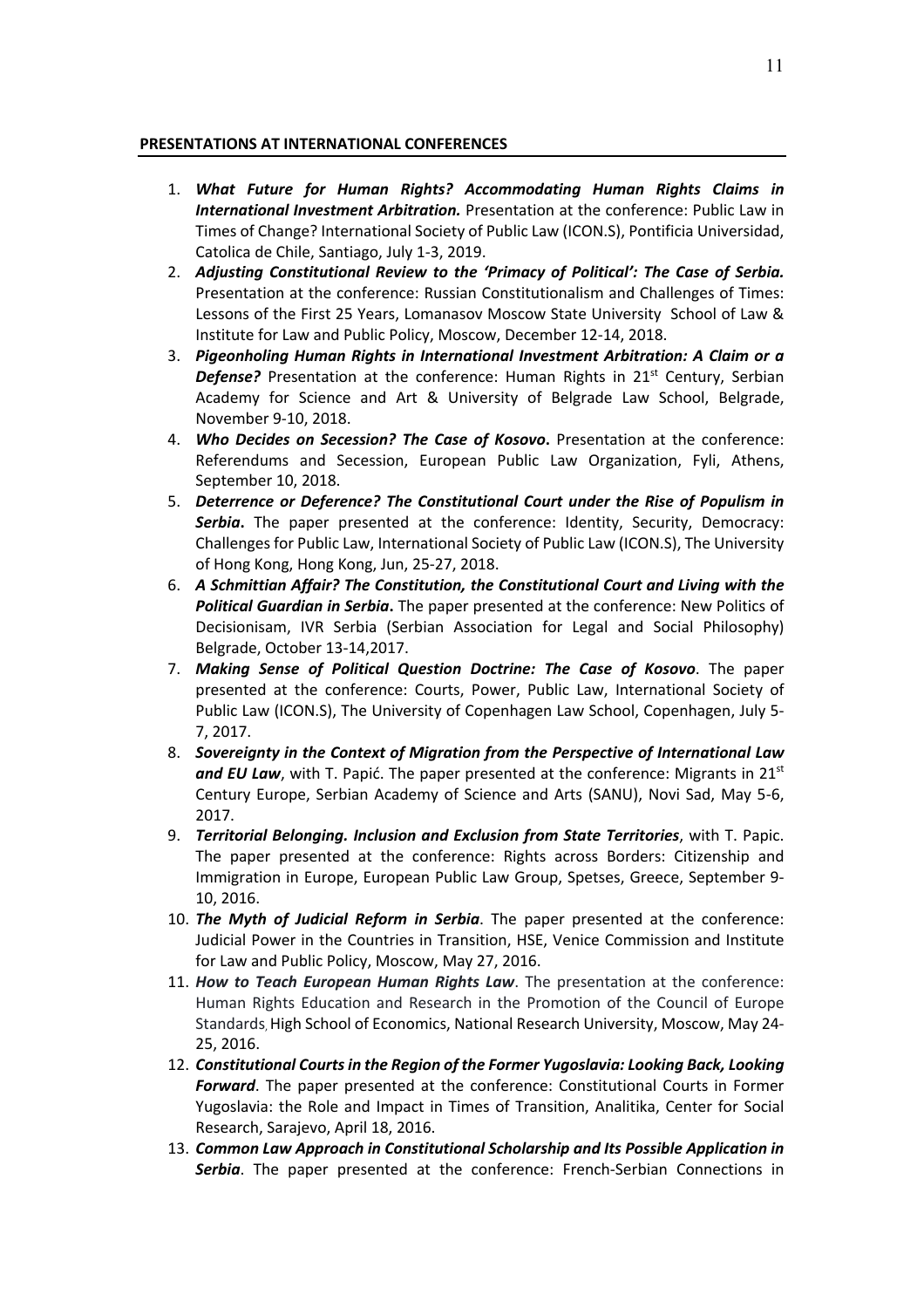**PRESENTATIONS AT INTERNATIONAL CONFERENCES**

1. ***What Future for Human Rights? Accommodating Human Rights Claims in International Investment Arbitration.*** Presentation at the conference: Public Law in Times of Change? International Society of Public Law (ICON.S), Pontificia Universidad, Catolica de Chile, Santiago, July 1-3, 2019.
2. ***Adjusting Constitutional Review to the 'Primacy of Political': The Case of Serbia.*** Presentation at the conference: Russian Constitutionalism and Challenges of Times: Lessons of the First 25 Years, Lomanasov Moscow State University School of Law & Institute for Law and Public Policy, Moscow, December 12-14, 2018.
3. ***Pigeonholing Human Rights in International Investment Arbitration: A Claim or a Defense?*** Presentation at the conference: Human Rights in 21st Century, Serbian Academy for Science and Art & University of Belgrade Law School, Belgrade, November 9-10, 2018.
4. ***Who Decides on Secession? The Case of Kosovo*****.** Presentation at the conference: Referendums and Secession, European Public Law Organization, Fyli, Athens, September 10, 2018.
5. ***Deterrence or Deference? The Constitutional Court under the Rise of Populism in Serbia*****.** The paper presented at the conference: Identity, Security, Democracy: Challenges for Public Law, International Society of Public Law (ICON.S), The University of Hong Kong, Hong Kong, Jun, 25-27, 2018.
6. ***A Schmittian Affair? The Constitution, the Constitutional Court and Living with the Political Guardian in Serbia*****.** The paper presented at the conference: New Politics of Decisionisam, IVR Serbia (Serbian Association for Legal and Social Philosophy) Belgrade, October 13-14,2017.
7. ***Making Sense of Political Question Doctrine: The Case of Kosovo***. The paper presented at the conference: Courts, Power, Public Law, International Society of Public Law (ICON.S), The University of Copenhagen Law School, Copenhagen, July 5-7, 2017.
8. ***Sovereignty in the Context of Migration from the Perspective of International Law and EU Law***, with T. Papić. The paper presented at the conference: Migrants in 21st Century Europe, Serbian Academy of Science and Arts (SANU), Novi Sad, May 5-6, 2017.
9. ***Territorial Belonging. Inclusion and Exclusion from State Territories***, with T. Papic. The paper presented at the conference: Rights across Borders: Citizenship and Immigration in Europe, European Public Law Group, Spetses, Greece, September 9-10, 2016.
10. ***The Myth of Judicial Reform in Serbia***. The paper presented at the conference: Judicial Power in the Countries in Transition, HSE, Venice Commission and Institute for Law and Public Policy, Moscow, May 27, 2016.
11. ***How to Teach European Human Rights Law***. The presentation at the conference: Human Rights Education and Research in the Promotion of the Council of Europe Standards, High School of Economics, National Research University, Moscow, May 24-25, 2016.
12. ***Constitutional Courts in the Region of the Former Yugoslavia: Looking Back, Looking Forward***. The paper presented at the conference: Constitutional Courts in Former Yugoslavia: the Role and Impact in Times of Transition, Analitika, Center for Social Research, Sarajevo, April 18, 2016.
13. ***Common Law Approach in Constitutional Scholarship and Its Possible Application in Serbia***. The paper presented at the conference: French-Serbian Connections in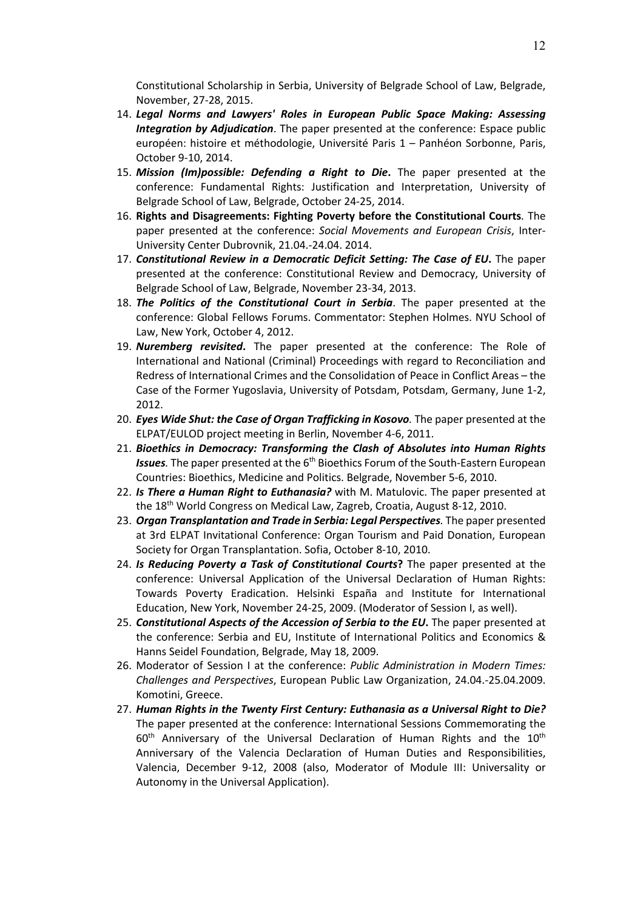Constitutional Scholarship in Serbia, University of Belgrade School of Law, Belgrade, November, 27-28, 2015.

14. ***Legal Norms and Lawyers' Roles in European Public Space Making: Assessing Integration by Adjudication***. The paper presented at the conference: Espace public européen: histoire et méthodologie, Université Paris 1 – Panhéon Sorbonne, Paris, October 9-10, 2014.
15. ***Mission (Im)possible: Defending a Right to Die***. The paper presented at the conference: Fundamental Rights: Justification and Interpretation, University of Belgrade School of Law, Belgrade, October 24-25, 2014.
16. **Rights and Disagreements: Fighting Poverty before the Constitutional Courts**. The paper presented at the conference: *Social Movements and European Crisis*, Inter-University Center Dubrovnik, 21.04.-24.04. 2014.
17. ***Constitutional Review in a Democratic Deficit Setting: The Case of EU***. The paper presented at the conference: Constitutional Review and Democracy, University of Belgrade School of Law, Belgrade, November 23-34, 2013.
18. ***The Politics of the Constitutional Court in Serbia***. The paper presented at the conference: Global Fellows Forums. Commentator: Stephen Holmes. NYU School of Law, New York, October 4, 2012.
19. ***Nuremberg revisited***. The paper presented at the conference: The Role of International and National (Criminal) Proceedings with regard to Reconciliation and Redress of International Crimes and the Consolidation of Peace in Conflict Areas – the Case of the Former Yugoslavia, University of Potsdam, Potsdam, Germany, June 1-2, 2012.
20. ***Eyes Wide Shut: the Case of Organ Trafficking in Kosovo***. The paper presented at the ELPAT/EULOD project meeting in Berlin, November 4-6, 2011.
21. ***Bioethics in Democracy: Transforming the Clash of Absolutes into Human Rights Issues***. The paper presented at the 6th Bioethics Forum of the South-Eastern European Countries: Bioethics, Medicine and Politics. Belgrade, November 5-6, 2010.
22. ***Is There a Human Right to Euthanasia?*** with M. Matulovic. The paper presented at the 18th World Congress on Medical Law, Zagreb, Croatia, August 8-12, 2010.
23. ***Organ Transplantation and Trade in Serbia: Legal Perspectives***. The paper presented at 3rd ELPAT Invitational Conference: Organ Tourism and Paid Donation, European Society for Organ Transplantation. Sofia, October 8-10, 2010.
24. ***Is Reducing Poverty a Task of Constitutional Courts*?** The paper presented at the conference: Universal Application of the Universal Declaration of Human Rights: Towards Poverty Eradication. Helsinki España and Institute for International Education, New York, November 24-25, 2009. (Moderator of Session I, as well).
25. ***Constitutional Aspects of the Accession of Serbia to the EU***. The paper presented at the conference: Serbia and EU, Institute of International Politics and Economics & Hanns Seidel Foundation, Belgrade, May 18, 2009.
26. Moderator of Session I at the conference: *Public Administration in Modern Times: Challenges and Perspectives*, European Public Law Organization, 24.04.-25.04.2009. Komotini, Greece.
27. ***Human Rights in the Twenty First Century: Euthanasia as a Universal Right to Die?*** The paper presented at the conference: International Sessions Commemorating the 60th Anniversary of the Universal Declaration of Human Rights and the 10th Anniversary of the Valencia Declaration of Human Duties and Responsibilities, Valencia, December 9-12, 2008 (also, Moderator of Module III: Universality or Autonomy in the Universal Application).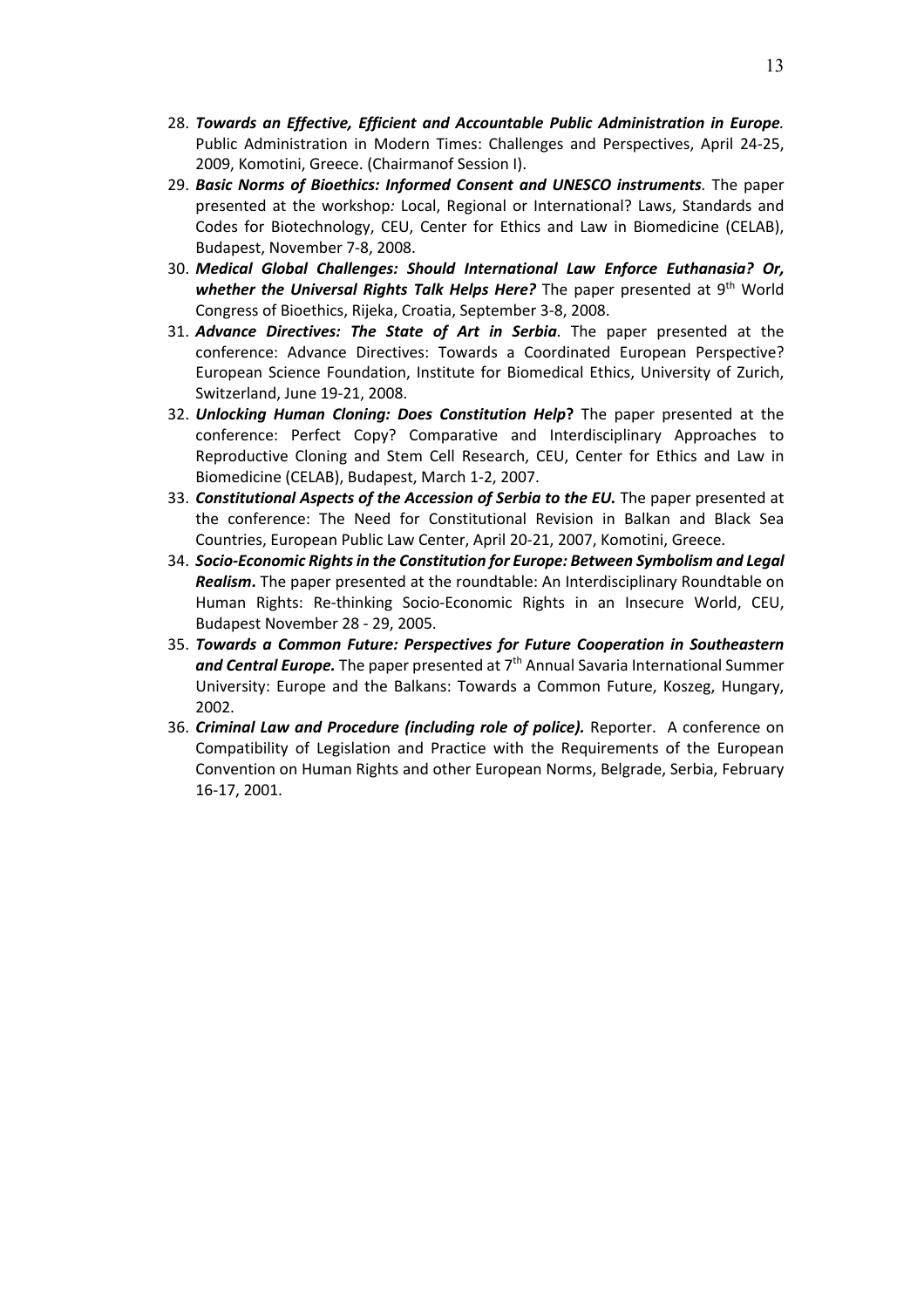28. ***Towards an Effective, Efficient and Accountable Public Administration in Europe.*** Public Administration in Modern Times: Challenges and Perspectives, April 24-25, 2009, Komotini, Greece. (Chairmanof Session I).
29. ***Basic Norms of Bioethics: Informed Consent and UNESCO instruments.*** The paper presented at the workshop*:* Local, Regional or International? Laws, Standards and Codes for Biotechnology, CEU, Center for Ethics and Law in Biomedicine (CELAB), Budapest, November 7-8, 2008.
30. ***Medical Global Challenges: Should International Law Enforce Euthanasia? Or, whether the Universal Rights Talk Helps Here?*** The paper presented at 9th World Congress of Bioethics, Rijeka, Croatia, September 3-8, 2008.
31. ***Advance Directives: The State of Art in Serbia*.** The paper presented at the conference: Advance Directives: Towards a Coordinated European Perspective? European Science Foundation, Institute for Biomedical Ethics, University of Zurich, Switzerland, June 19-21, 2008.
32. ***Unlocking Human Cloning: Does Constitution Help*?** The paper presented at the conference: Perfect Copy? Comparative and Interdisciplinary Approaches to Reproductive Cloning and Stem Cell Research, CEU, Center for Ethics and Law in Biomedicine (CELAB), Budapest, March 1-2, 2007.
33. ***Constitutional Aspects of the Accession of Serbia to the EU.*** The paper presented at the conference: The Need for Constitutional Revision in Balkan and Black Sea Countries, European Public Law Center, April 20-21, 2007, Komotini, Greece.
34. ***Socio-Economic Rights in the Constitution for Europe: Between Symbolism and Legal Realism*.** The paper presented at the roundtable: An Interdisciplinary Roundtable on Human Rights: Re-thinking Socio-Economic Rights in an Insecure World, CEU, Budapest November 28 - 29, 2005.
35. ***Towards a Common Future: Perspectives for Future Cooperation in Southeastern and Central Europe.*** The paper presented at 7th Annual Savaria International Summer University: Europe and the Balkans: Towards a Common Future, Koszeg, Hungary, 2002.
36. ***Criminal Law and Procedure (including role of police).*** Reporter. A conference on Compatibility of Legislation and Practice with the Requirements of the European Convention on Human Rights and other European Norms, Belgrade, Serbia, February 16-17, 2001.